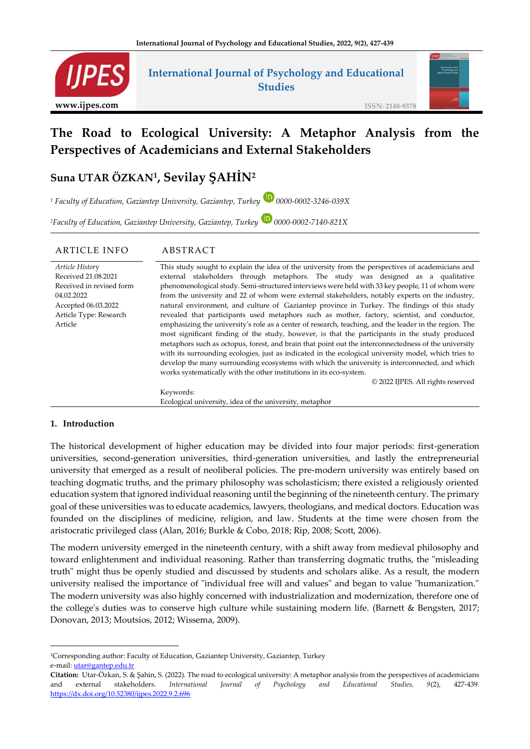# The Road to Ecological University: A Metaphor Analysis from the Perspectives of Academicians and External Stakeholders

**Suna UTAR ÖZKAN[1], Sevilay ŞAHİN[2]**

[1] *Faculty of Education, Gaziantep University, Gaziantep, Turkey* 0000-0002-3246-039X

[2] *Faculty of Education, Gaziantep University, Gaziantep, Turkey* 0000-0002-7140-821X

## ARTICLE INFO

*Article History*
Received 21.08.2021
Received in revised form 04.02.2022
Accepted 06.03.2022
Article Type: Research Article

## ABSTRACT

This study sought to explain the idea of the university from the perspectives of academicians and external stakeholders through metaphors. The study was designed as a qualitative phenomenological study. Semi-structured interviews were held with 33 key people, 11 of whom were from the university and 22 of whom were external stakeholders, notably experts on the industry, natural environment, and culture of Gaziantep province in Turkey. The findings of this study revealed that participants used metaphors such as mother, factory, scientist, and conductor, emphasizing the university's role as a center of research, teaching, and the leader in the region. The most significant finding of the study, however, is that the participants in the study produced metaphors such as octopus, forest, and brain that point out the interconnectedness of the university with its surrounding ecologies, just as indicated in the ecological university model, which tries to develop the many surrounding ecosystems with which the university is interconnected, and which works systematically with the other institutions in its eco-system.

© 2022 IJPES. All rights reserved

Keywords:
Ecological university, idea of the university, metaphor

## 1. Introduction

The historical development of higher education may be divided into four major periods: first-generation universities, second-generation universities, third-generation universities, and lastly the entrepreneurial university that emerged as a result of neoliberal policies. The pre-modern university was entirely based on teaching dogmatic truths, and the primary philosophy was scholasticism; there existed a religiously oriented education system that ignored individual reasoning until the beginning of the nineteenth century. The primary goal of these universities was to educate academics, lawyers, theologians, and medical doctors. Education was founded on the disciplines of medicine, religion, and law. Students at the time were chosen from the aristocratic privileged class (Alan, 2016; Burkle & Cobo, 2018; Rip, 2008; Scott, 2006).

The modern university emerged in the nineteenth century, with a shift away from medieval philosophy and toward enlightenment and individual reasoning. Rather than transferring dogmatic truths, the "misleading truth" might thus be openly studied and discussed by students and scholars alike. As a result, the modern university realised the importance of "individual free will and values" and began to value "humanization." The modern university was also highly concerned with industrialization and modernization, therefore one of the college's duties was to conserve high culture while sustaining modern life. (Barnett & Bengsten, 2017; Donovan, 2013; Moutsios, 2012; Wissema, 2009).

---

[1]Corresponding author: Faculty of Education, Gaziantep University, Gaziantep, Turkey
e-mail: utar@gantep.edu.tr

**Citation:** Utar-Özkan, S. & Şahin, S. (2022). The road to ecological university: A metaphor analysis from the perspectives of academicians and external stakeholders. *International Journal of Psychology and Educational Studies, 9*(2), 427-439. https://dx.doi.org/10.52380/ijpes.2022.9.2.696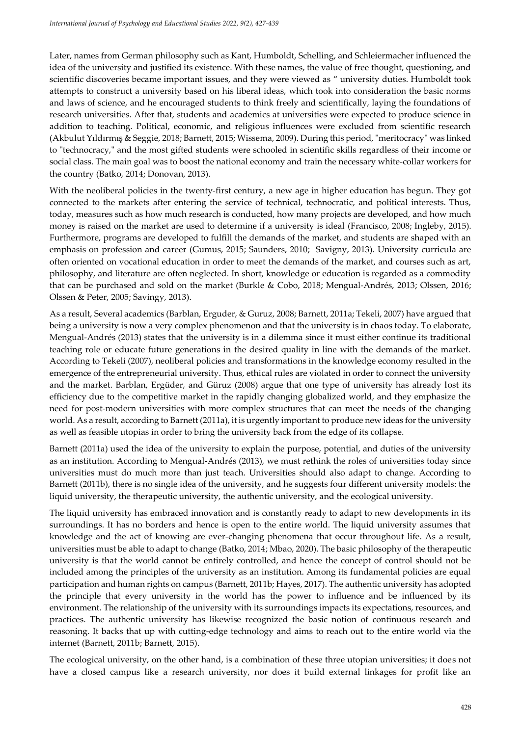Later, names from German philosophy such as Kant, Humboldt, Schelling, and Schleiermacher influenced the idea of the university and justified its existence. With these names, the value of free thought, questioning, and scientific discoveries became important issues, and they were viewed as " university duties. Humboldt took attempts to construct a university based on his liberal ideas, which took into consideration the basic norms and laws of science, and he encouraged students to think freely and scientifically, laying the foundations of research universities. After that, students and academics at universities were expected to produce science in addition to teaching. Political, economic, and religious influences were excluded from scientific research (Akbulut Yıldırmış & Seggie, 2018; Barnett, 2015; Wissema, 2009). During this period, "meritocracy" was linked to "technocracy," and the most gifted students were schooled in scientific skills regardless of their income or social class. The main goal was to boost the national economy and train the necessary white-collar workers for the country (Batko, 2014; Donovan, 2013).

With the neoliberal policies in the twenty-first century, a new age in higher education has begun. They got connected to the markets after entering the service of technical, technocratic, and political interests. Thus, today, measures such as how much research is conducted, how many projects are developed, and how much money is raised on the market are used to determine if a university is ideal (Francisco, 2008; Ingleby, 2015). Furthermore, programs are developed to fulfill the demands of the market, and students are shaped with an emphasis on profession and career (Gumus, 2015; Saunders, 2010; Savigny, 2013). University curricula are often oriented on vocational education in order to meet the demands of the market, and courses such as art, philosophy, and literature are often neglected. In short, knowledge or education is regarded as a commodity that can be purchased and sold on the market (Burkle & Cobo, 2018; Mengual-Andrés, 2013; Olssen, 2016; Olssen & Peter, 2005; Savingy, 2013).

As a result, Several academics (Barblan, Erguder, & Guruz, 2008; Barnett, 2011a; Tekeli, 2007) have argued that being a university is now a very complex phenomenon and that the university is in chaos today. To elaborate, Mengual-Andrés (2013) states that the university is in a dilemma since it must either continue its traditional teaching role or educate future generations in the desired quality in line with the demands of the market. According to Tekeli (2007), neoliberal policies and transformations in the knowledge economy resulted in the emergence of the entrepreneurial university. Thus, ethical rules are violated in order to connect the university and the market. Barblan, Ergüder, and Güruz (2008) argue that one type of university has already lost its efficiency due to the competitive market in the rapidly changing globalized world, and they emphasize the need for post-modern universities with more complex structures that can meet the needs of the changing world. As a result, according to Barnett (2011a), it is urgently important to produce new ideas for the university as well as feasible utopias in order to bring the university back from the edge of its collapse.

Barnett (2011a) used the idea of the university to explain the purpose, potential, and duties of the university as an institution. According to Mengual-Andrés (2013), we must rethink the roles of universities today since universities must do much more than just teach. Universities should also adapt to change. According to Barnett (2011b), there is no single idea of the university, and he suggests four different university models: the liquid university, the therapeutic university, the authentic university, and the ecological university.

The liquid university has embraced innovation and is constantly ready to adapt to new developments in its surroundings. It has no borders and hence is open to the entire world. The liquid university assumes that knowledge and the act of knowing are ever-changing phenomena that occur throughout life. As a result, universities must be able to adapt to change (Batko, 2014; Mbao, 2020). The basic philosophy of the therapeutic university is that the world cannot be entirely controlled, and hence the concept of control should not be included among the principles of the university as an institution. Among its fundamental policies are equal participation and human rights on campus (Barnett, 2011b; Hayes, 2017). The authentic university has adopted the principle that every university in the world has the power to influence and be influenced by its environment. The relationship of the university with its surroundings impacts its expectations, resources, and practices. The authentic university has likewise recognized the basic notion of continuous research and reasoning. It backs that up with cutting-edge technology and aims to reach out to the entire world via the internet (Barnett, 2011b; Barnett, 2015).

The ecological university, on the other hand, is a combination of these three utopian universities; it does not have a closed campus like a research university, nor does it build external linkages for profit like an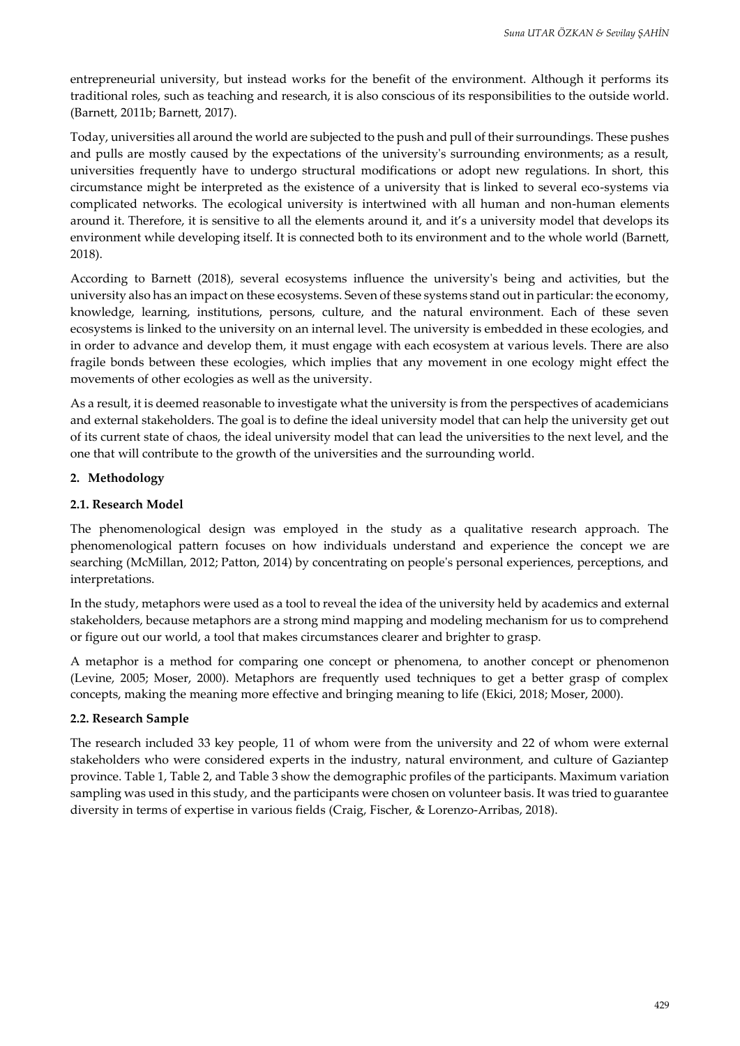entrepreneurial university, but instead works for the benefit of the environment. Although it performs its traditional roles, such as teaching and research, it is also conscious of its responsibilities to the outside world. (Barnett, 2011b; Barnett, 2017).

Today, universities all around the world are subjected to the push and pull of their surroundings. These pushes and pulls are mostly caused by the expectations of the university's surrounding environments; as a result, universities frequently have to undergo structural modifications or adopt new regulations. In short, this circumstance might be interpreted as the existence of a university that is linked to several eco-systems via complicated networks. The ecological university is intertwined with all human and non-human elements around it. Therefore, it is sensitive to all the elements around it, and it's a university model that develops its environment while developing itself. It is connected both to its environment and to the whole world (Barnett, 2018).

According to Barnett (2018), several ecosystems influence the university's being and activities, but the university also has an impact on these ecosystems. Seven of these systems stand out in particular: the economy, knowledge, learning, institutions, persons, culture, and the natural environment. Each of these seven ecosystems is linked to the university on an internal level. The university is embedded in these ecologies, and in order to advance and develop them, it must engage with each ecosystem at various levels. There are also fragile bonds between these ecologies, which implies that any movement in one ecology might effect the movements of other ecologies as well as the university.

As a result, it is deemed reasonable to investigate what the university is from the perspectives of academicians and external stakeholders. The goal is to define the ideal university model that can help the university get out of its current state of chaos, the ideal university model that can lead the universities to the next level, and the one that will contribute to the growth of the universities and the surrounding world.

## 2. Methodology

### 2.1. Research Model

The phenomenological design was employed in the study as a qualitative research approach. The phenomenological pattern focuses on how individuals understand and experience the concept we are searching (McMillan, 2012; Patton, 2014) by concentrating on people's personal experiences, perceptions, and interpretations.

In the study, metaphors were used as a tool to reveal the idea of the university held by academics and external stakeholders, because metaphors are a strong mind mapping and modeling mechanism for us to comprehend or figure out our world, a tool that makes circumstances clearer and brighter to grasp.

A metaphor is a method for comparing one concept or phenomena, to another concept or phenomenon (Levine, 2005; Moser, 2000). Metaphors are frequently used techniques to get a better grasp of complex concepts, making the meaning more effective and bringing meaning to life (Ekici, 2018; Moser, 2000).

### 2.2. Research Sample

The research included 33 key people, 11 of whom were from the university and 22 of whom were external stakeholders who were considered experts in the industry, natural environment, and culture of Gaziantep province. Table 1, Table 2, and Table 3 show the demographic profiles of the participants. Maximum variation sampling was used in this study, and the participants were chosen on volunteer basis. It was tried to guarantee diversity in terms of expertise in various fields (Craig, Fischer, & Lorenzo-Arribas, 2018).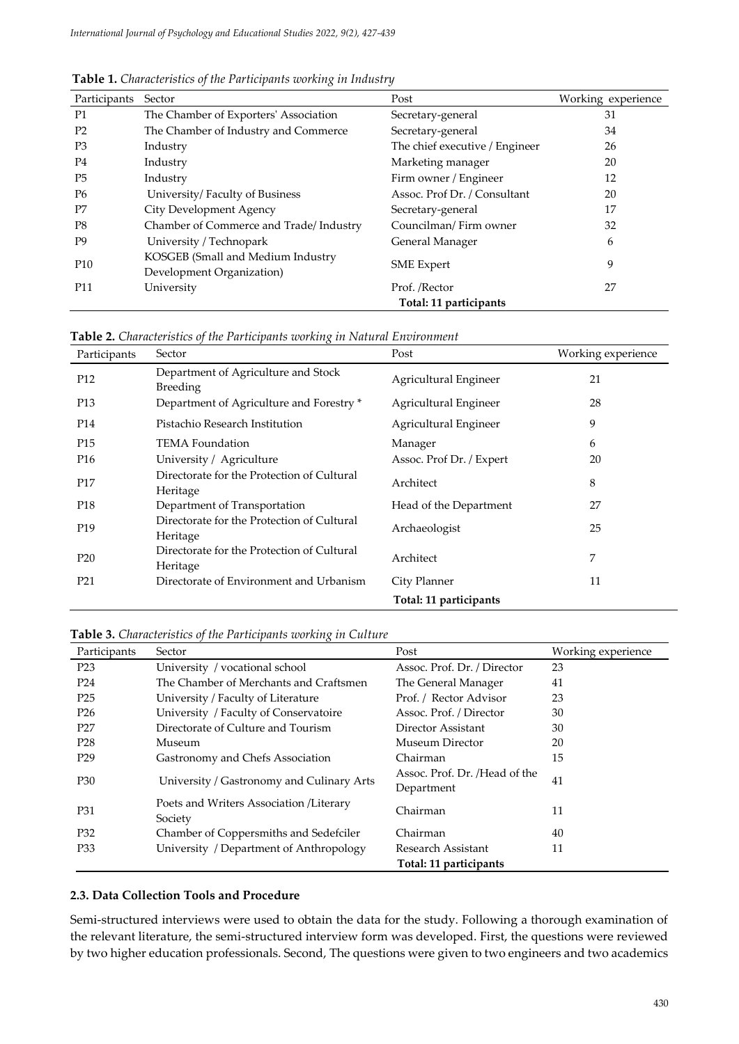**Table 1.** *Characteristics of the Participants working in Industry*

| Participants | Sector | Post | Working experience |
|---|---|---|---|
| P1 | The Chamber of Exporters' Association | Secretary-general | 31 |
| P2 | The Chamber of Industry and Commerce | Secretary-general | 34 |
| P3 | Industry | The chief executive / Engineer | 26 |
| P4 | Industry | Marketing manager | 20 |
| P5 | Industry | Firm owner / Engineer | 12 |
| P6 | University/ Faculty of Business | Assoc. Prof Dr. / Consultant | 20 |
| P7 | City Development Agency | Secretary-general | 17 |
| P8 | Chamber of Commerce and Trade/ Industry | Councilman/ Firm owner | 32 |
| P9 | University / Technopark | General Manager | 6 |
| P10 | KOSGEB (Small and Medium Industry Development Organization) | SME Expert | 9 |
| P11 | University | Prof. /Rector | 27 |
| | | **Total: 11 participants** | |

**Table 2.** *Characteristics of the Participants working in Natural Environment*

| Participants | Sector | Post | Working experience |
|---|---|---|---|
| P12 | Department of Agriculture and Stock Breeding | Agricultural Engineer | 21 |
| P13 | Department of Agriculture and Forestry * | Agricultural Engineer | 28 |
| P14 | Pistachio Research Institution | Agricultural Engineer | 9 |
| P15 | TEMA Foundation | Manager | 6 |
| P16 | University / Agriculture | Assoc. Prof Dr. / Expert | 20 |
| P17 | Directorate for the Protection of Cultural Heritage | Architect | 8 |
| P18 | Department of Transportation | Head of the Department | 27 |
| P19 | Directorate for the Protection of Cultural Heritage | Archaeologist | 25 |
| P20 | Directorate for the Protection of Cultural Heritage | Architect | 7 |
| P21 | Directorate of Environment and Urbanism | City Planner | 11 |
| | | **Total: 11 participants** | |

**Table 3.** *Characteristics of the Participants working in Culture*

| Participants | Sector | Post | Working experience |
|---|---|---|---|
| P23 | University / vocational school | Assoc. Prof. Dr. / Director | 23 |
| P24 | The Chamber of Merchants and Craftsmen | The General Manager | 41 |
| P25 | University / Faculty of Literature | Prof. / Rector Advisor | 23 |
| P26 | University / Faculty of Conservatoire | Assoc. Prof. / Director | 30 |
| P27 | Directorate of Culture and Tourism | Director Assistant | 30 |
| P28 | Museum | Museum Director | 20 |
| P29 | Gastronomy and Chefs Association | Chairman | 15 |
| P30 | University / Gastronomy and Culinary Arts | Assoc. Prof. Dr. /Head of the Department | 41 |
| P31 | Poets and Writers Association /Literary Society | Chairman | 11 |
| P32 | Chamber of Coppersmiths and Sedefciler | Chairman | 40 |
| P33 | University / Department of Anthropology | Research Assistant | 11 |
| | | **Total: 11 participants** | |

### 2.3. Data Collection Tools and Procedure

Semi-structured interviews were used to obtain the data for the study. Following a thorough examination of the relevant literature, the semi-structured interview form was developed. First, the questions were reviewed by two higher education professionals. Second, The questions were given to two engineers and two academics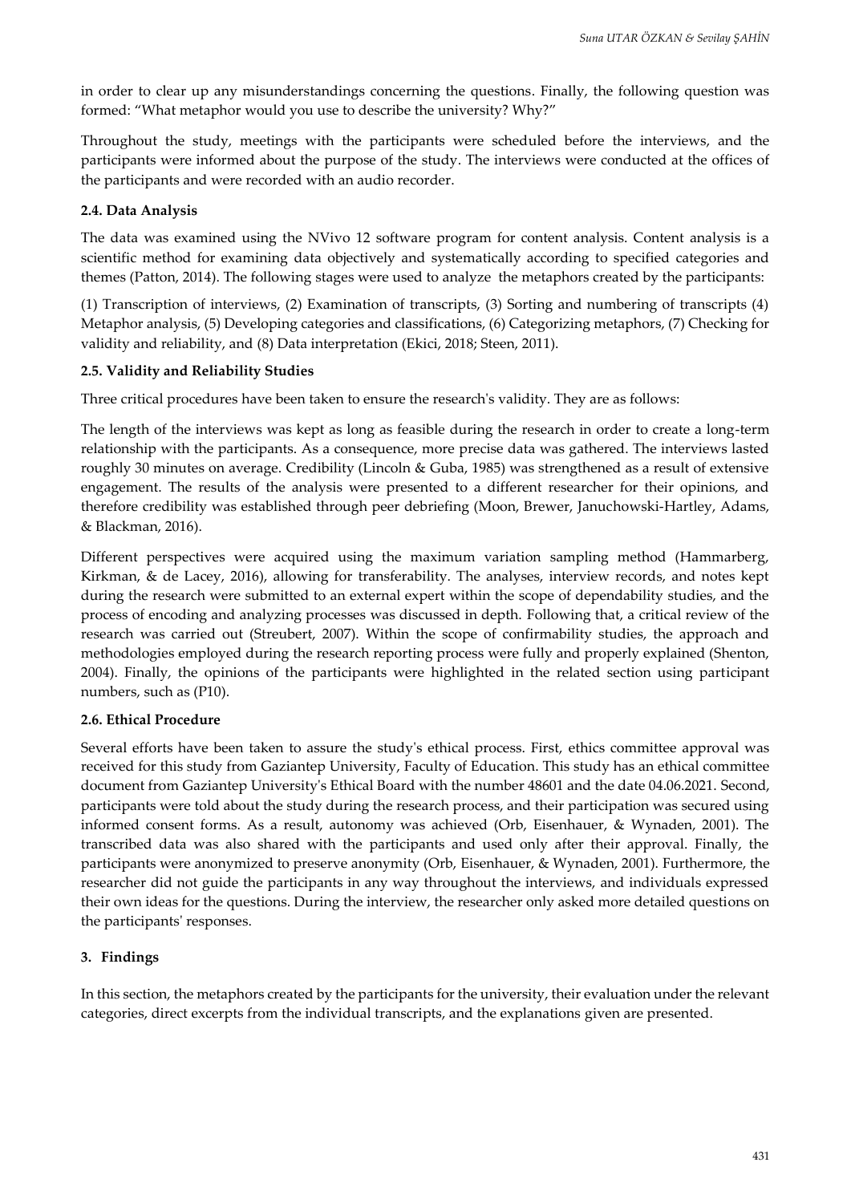in order to clear up any misunderstandings concerning the questions. Finally, the following question was formed: "What metaphor would you use to describe the university? Why?"

Throughout the study, meetings with the participants were scheduled before the interviews, and the participants were informed about the purpose of the study. The interviews were conducted at the offices of the participants and were recorded with an audio recorder.

### 2.4. Data Analysis

The data was examined using the NVivo 12 software program for content analysis. Content analysis is a scientific method for examining data objectively and systematically according to specified categories and themes (Patton, 2014). The following stages were used to analyze the metaphors created by the participants:

(1) Transcription of interviews, (2) Examination of transcripts, (3) Sorting and numbering of transcripts (4) Metaphor analysis, (5) Developing categories and classifications, (6) Categorizing metaphors, (7) Checking for validity and reliability, and (8) Data interpretation (Ekici, 2018; Steen, 2011).

### 2.5. Validity and Reliability Studies

Three critical procedures have been taken to ensure the research's validity. They are as follows:

The length of the interviews was kept as long as feasible during the research in order to create a long-term relationship with the participants. As a consequence, more precise data was gathered. The interviews lasted roughly 30 minutes on average. Credibility (Lincoln & Guba, 1985) was strengthened as a result of extensive engagement. The results of the analysis were presented to a different researcher for their opinions, and therefore credibility was established through peer debriefing (Moon, Brewer, Januchowski-Hartley, Adams, & Blackman, 2016).

Different perspectives were acquired using the maximum variation sampling method (Hammarberg, Kirkman, & de Lacey, 2016), allowing for transferability. The analyses, interview records, and notes kept during the research were submitted to an external expert within the scope of dependability studies, and the process of encoding and analyzing processes was discussed in depth. Following that, a critical review of the research was carried out (Streubert, 2007). Within the scope of confirmability studies, the approach and methodologies employed during the research reporting process were fully and properly explained (Shenton, 2004). Finally, the opinions of the participants were highlighted in the related section using participant numbers, such as (P10).

### 2.6. Ethical Procedure

Several efforts have been taken to assure the study's ethical process. First, ethics committee approval was received for this study from Gaziantep University, Faculty of Education. This study has an ethical committee document from Gaziantep University's Ethical Board with the number 48601 and the date 04.06.2021. Second, participants were told about the study during the research process, and their participation was secured using informed consent forms. As a result, autonomy was achieved (Orb, Eisenhauer, & Wynaden, 2001). The transcribed data was also shared with the participants and used only after their approval. Finally, the participants were anonymized to preserve anonymity (Orb, Eisenhauer, & Wynaden, 2001). Furthermore, the researcher did not guide the participants in any way throughout the interviews, and individuals expressed their own ideas for the questions. During the interview, the researcher only asked more detailed questions on the participants' responses.

## 3. Findings

In this section, the metaphors created by the participants for the university, their evaluation under the relevant categories, direct excerpts from the individual transcripts, and the explanations given are presented.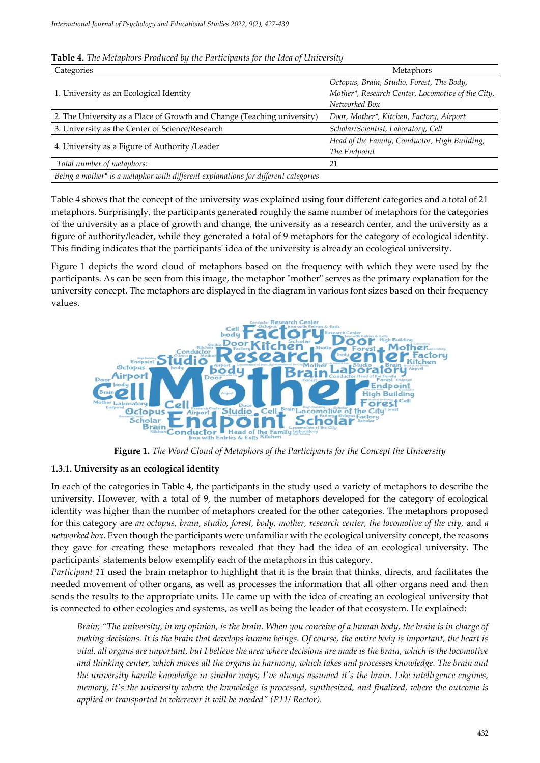**Table 4.** *The Metaphors Produced by the Participants for the Idea of University*

| Categories | Metaphors |
|---|---|
| 1. University as an Ecological Identity | *Octopus, Brain, Studio, Forest, The Body, Mother\*, Research Center, Locomotive of the City, Networked Box* |
| 2. The University as a Place of Growth and Change (Teaching university) | *Door, Mother\*, Kitchen, Factory, Airport* |
| 3. University as the Center of Science/Research | *Scholar/Scientist, Laboratory, Cell* |
| 4. University as a Figure of Authority /Leader | *Head of the Family, Conductor, High Building, The Endpoint* |
| *Total number of metaphors:* | 21 |

*Being a mother\* is a metaphor with different explanations for different categories*

Table 4 shows that the concept of the university was explained using four different categories and a total of 21 metaphors. Surprisingly, the participants generated roughly the same number of metaphors for the categories of the university as a place of growth and change, the university as a research center, and the university as a figure of authority/leader, while they generated a total of 9 metaphors for the category of ecological identity. This finding indicates that the participants' idea of the university is already an ecological university.

Figure 1 depicts the word cloud of metaphors based on the frequency with which they were used by the participants. As can be seen from this image, the metaphor "mother" serves as the primary explanation for the university concept. The metaphors are displayed in the diagram in various font sizes based on their frequency values.

**Figure 1.** *The Word Cloud of Metaphors of the Participants for the Concept the University*

### 1.3.1. University as an ecological identity

In each of the categories in Table 4, the participants in the study used a variety of metaphors to describe the university. However, with a total of 9, the number of metaphors developed for the category of ecological identity was higher than the number of metaphors created for the other categories. The metaphors proposed for this category are *an octopus, brain, studio, forest, body, mother, research center, the locomotive of the city,* and *a networked box*. Even though the participants were unfamiliar with the ecological university concept, the reasons they gave for creating these metaphors revealed that they had the idea of an ecological university. The participants' statements below exemplify each of the metaphors in this category.

*Participant 11* used the brain metaphor to highlight that it is the brain that thinks, directs, and facilitates the needed movement of other organs, as well as processes the information that all other organs need and then sends the results to the appropriate units. He came up with the idea of creating an ecological university that is connected to other ecologies and systems, as well as being the leader of that ecosystem. He explained:

> *Brain; "The university, in my opinion, is the brain. When you conceive of a human body, the brain is in charge of making decisions. It is the brain that develops human beings. Of course, the entire body is important, the heart is vital, all organs are important, but I believe the area where decisions are made is the brain, which is the locomotive and thinking center, which moves all the organs in harmony, which takes and processes knowledge. The brain and the university handle knowledge in similar ways; I've always assumed it's the brain. Like intelligence engines, memory, it's the university where the knowledge is processed, synthesized, and finalized, where the outcome is applied or transported to wherever it will be needed" (P11/ Rector).*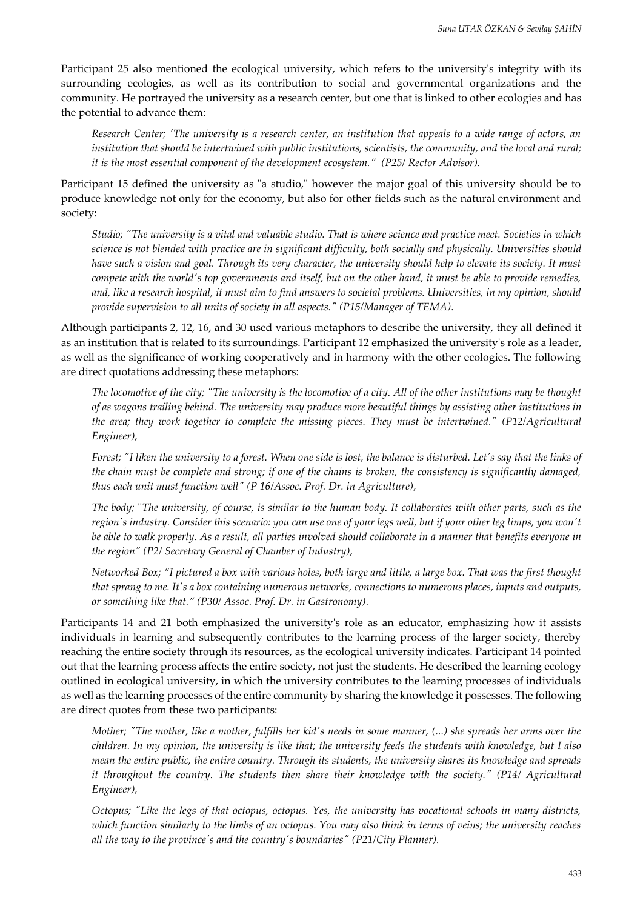Participant 25 also mentioned the ecological university, which refers to the university's integrity with its surrounding ecologies, as well as its contribution to social and governmental organizations and the community. He portrayed the university as a research center, but one that is linked to other ecologies and has the potential to advance them:

> *Research Center; 'The university is a research center, an institution that appeals to a wide range of actors, an institution that should be intertwined with public institutions, scientists, the community, and the local and rural; it is the most essential component of the development ecosystem." (P25/ Rector Advisor).*

Participant 15 defined the university as "a studio," however the major goal of this university should be to produce knowledge not only for the economy, but also for other fields such as the natural environment and society:

> *Studio; "The university is a vital and valuable studio. That is where science and practice meet. Societies in which science is not blended with practice are in significant difficulty, both socially and physically. Universities should have such a vision and goal. Through its very character, the university should help to elevate its society. It must compete with the world's top governments and itself, but on the other hand, it must be able to provide remedies, and, like a research hospital, it must aim to find answers to societal problems. Universities, in my opinion, should provide supervision to all units of society in all aspects." (P15/Manager of TEMA).*

Although participants 2, 12, 16, and 30 used various metaphors to describe the university, they all defined it as an institution that is related to its surroundings. Participant 12 emphasized the university's role as a leader, as well as the significance of working cooperatively and in harmony with the other ecologies. The following are direct quotations addressing these metaphors:

> *The locomotive of the city; "The university is the locomotive of a city. All of the other institutions may be thought of as wagons trailing behind. The university may produce more beautiful things by assisting other institutions in the area; they work together to complete the missing pieces. They must be intertwined." (P12/Agricultural Engineer),*

> *Forest; "I liken the university to a forest. When one side is lost, the balance is disturbed. Let's say that the links of the chain must be complete and strong; if one of the chains is broken, the consistency is significantly damaged, thus each unit must function well" (P 16/Assoc. Prof. Dr. in Agriculture),*

> *The body; "The university, of course, is similar to the human body. It collaborates with other parts, such as the region's industry. Consider this scenario: you can use one of your legs well, but if your other leg limps, you won't be able to walk properly. As a result, all parties involved should collaborate in a manner that benefits everyone in the region" (P2/ Secretary General of Chamber of Industry),*

> *Networked Box; "I pictured a box with various holes, both large and little, a large box. That was the first thought that sprang to me. It's a box containing numerous networks, connections to numerous places, inputs and outputs, or something like that." (P30/ Assoc. Prof. Dr. in Gastronomy).*

Participants 14 and 21 both emphasized the university's role as an educator, emphasizing how it assists individuals in learning and subsequently contributes to the learning process of the larger society, thereby reaching the entire society through its resources, as the ecological university indicates. Participant 14 pointed out that the learning process affects the entire society, not just the students. He described the learning ecology outlined in ecological university, in which the university contributes to the learning processes of individuals as well as the learning processes of the entire community by sharing the knowledge it possesses. The following are direct quotes from these two participants:

> *Mother; "The mother, like a mother, fulfills her kid's needs in some manner, (...) she spreads her arms over the children. In my opinion, the university is like that; the university feeds the students with knowledge, but I also mean the entire public, the entire country. Through its students, the university shares its knowledge and spreads it throughout the country. The students then share their knowledge with the society." (P14/ Agricultural Engineer),*

> *Octopus; "Like the legs of that octopus, octopus. Yes, the university has vocational schools in many districts, which function similarly to the limbs of an octopus. You may also think in terms of veins; the university reaches all the way to the province's and the country's boundaries" (P21/City Planner).*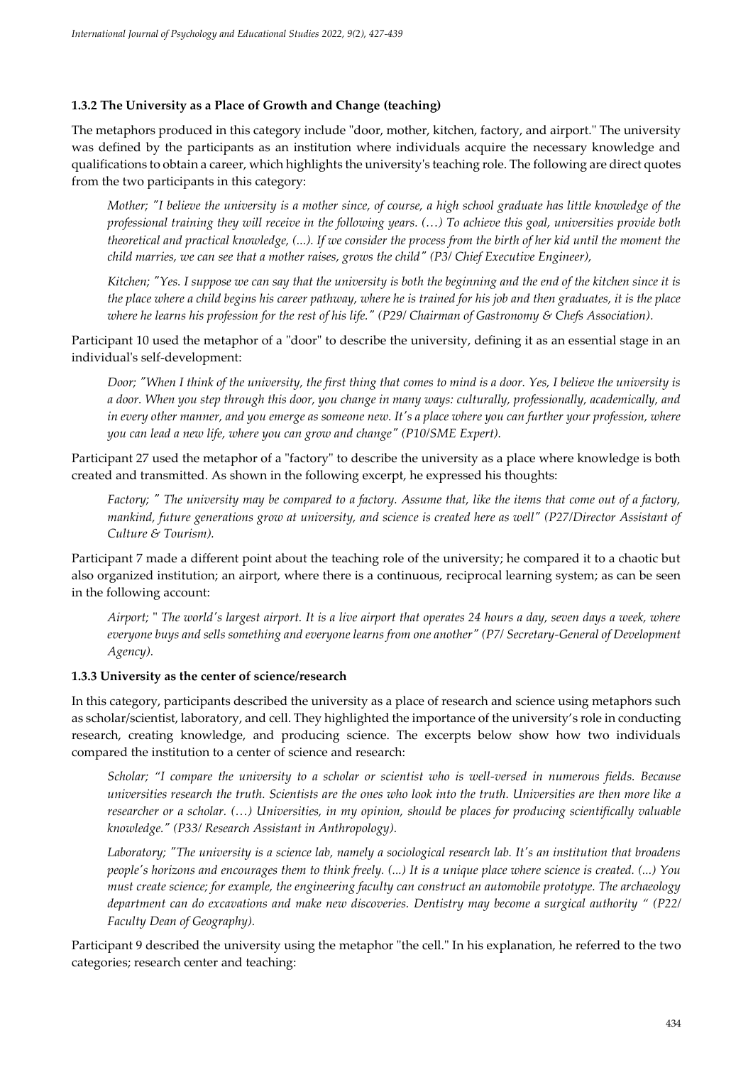### 1.3.2 The University as a Place of Growth and Change (teaching)

The metaphors produced in this category include "door, mother, kitchen, factory, and airport." The university was defined by the participants as an institution where individuals acquire the necessary knowledge and qualifications to obtain a career, which highlights the university's teaching role. The following are direct quotes from the two participants in this category:

> *Mother; "I believe the university is a mother since, of course, a high school graduate has little knowledge of the professional training they will receive in the following years. (…) To achieve this goal, universities provide both theoretical and practical knowledge, (...). If we consider the process from the birth of her kid until the moment the child marries, we can see that a mother raises, grows the child" (P3/ Chief Executive Engineer),*

> *Kitchen; "Yes. I suppose we can say that the university is both the beginning and the end of the kitchen since it is the place where a child begins his career pathway, where he is trained for his job and then graduates, it is the place where he learns his profession for the rest of his life." (P29/ Chairman of Gastronomy & Chefs Association).*

Participant 10 used the metaphor of a "door" to describe the university, defining it as an essential stage in an individual's self-development:

> *Door; "When I think of the university, the first thing that comes to mind is a door. Yes, I believe the university is a door. When you step through this door, you change in many ways: culturally, professionally, academically, and in every other manner, and you emerge as someone new. It's a place where you can further your profession, where you can lead a new life, where you can grow and change" (P10/SME Expert).*

Participant 27 used the metaphor of a "factory" to describe the university as a place where knowledge is both created and transmitted. As shown in the following excerpt, he expressed his thoughts:

> *Factory; " The university may be compared to a factory. Assume that, like the items that come out of a factory, mankind, future generations grow at university, and science is created here as well" (P27/Director Assistant of Culture & Tourism).*

Participant 7 made a different point about the teaching role of the university; he compared it to a chaotic but also organized institution; an airport, where there is a continuous, reciprocal learning system; as can be seen in the following account:

> *Airport; " The world's largest airport. It is a live airport that operates 24 hours a day, seven days a week, where everyone buys and sells something and everyone learns from one another" (P7/ Secretary-General of Development Agency).*

### 1.3.3 University as the center of science/research

In this category, participants described the university as a place of research and science using metaphors such as scholar/scientist, laboratory, and cell. They highlighted the importance of the university's role in conducting research, creating knowledge, and producing science. The excerpts below show how two individuals compared the institution to a center of science and research:

> *Scholar; "I compare the university to a scholar or scientist who is well-versed in numerous fields. Because universities research the truth. Scientists are the ones who look into the truth. Universities are then more like a researcher or a scholar. (…) Universities, in my opinion, should be places for producing scientifically valuable knowledge." (P33/ Research Assistant in Anthropology).*

> *Laboratory; "The university is a science lab, namely a sociological research lab. It's an institution that broadens people's horizons and encourages them to think freely. (...) It is a unique place where science is created. (...) You must create science; for example, the engineering faculty can construct an automobile prototype. The archaeology department can do excavations and make new discoveries. Dentistry may become a surgical authority " (P22/ Faculty Dean of Geography).*

Participant 9 described the university using the metaphor "the cell." In his explanation, he referred to the two categories; research center and teaching: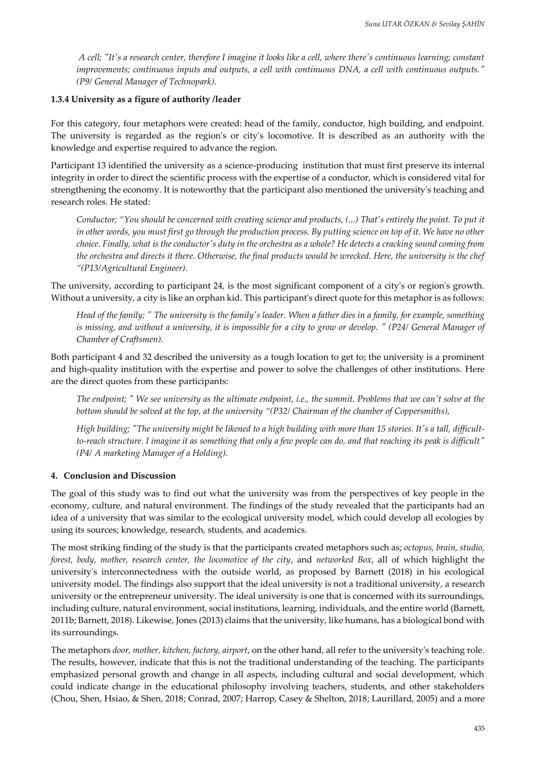*A cell; "It's a research center, therefore I imagine it looks like a cell, where there's continuous learning; constant improvements; continuous inputs and outputs, a cell with continuous DNA, a cell with continuous outputs." (P9/ General Manager of Technopark).*

### 1.3.4 University as a figure of authority /leader

For this category, four metaphors were created: head of the family, conductor, high building, and endpoint. The university is regarded as the region's or city's locomotive. It is described as an authority with the knowledge and expertise required to advance the region.

Participant 13 identified the university as a science-producing institution that must first preserve its internal integrity in order to direct the scientific process with the expertise of a conductor, which is considered vital for strengthening the economy. It is noteworthy that the participant also mentioned the university's teaching and research roles. He stated:

*Conductor; "You should be concerned with creating science and products, (...) That's entirely the point. To put it in other words, you must first go through the production process. By putting science on top of it. We have no other choice. Finally, what is the conductor's duty in the orchestra as a whole? He detects a cracking sound coming from the orchestra and directs it there. Otherwise, the final products would be wrecked. Here, the university is the chef "(P13/Agricultural Engineer).*

The university, according to participant 24, is the most significant component of a city's or region's growth. Without a university, a city is like an orphan kid. This participant's direct quote for this metaphor is as follows:

*Head of the family; " The university is the family's leader. When a father dies in a family, for example, something is missing, and without a university, it is impossible for a city to grow or develop. " (P24/ General Manager of Chamber of Craftsmen).*

Both participant 4 and 32 described the university as a tough location to get to; the university is a prominent and high-quality institution with the expertise and power to solve the challenges of other institutions. Here are the direct quotes from these participants:

*The endpoint; " We see university as the ultimate endpoint, i.e., the summit. Problems that we can't solve at the bottom should be solved at the top, at the university "(P32/ Chairman of the chamber of Coppersmiths),*

*High building; "The university might be likened to a high building with more than 15 stories. It's a tall, difficult-to-reach structure. I imagine it as something that only a few people can do, and that reaching its peak is difficult" (P4/ A marketing Manager of a Holding).*

## 4. Conclusion and Discussion

The goal of this study was to find out what the university was from the perspectives of key people in the economy, culture, and natural environment. The findings of the study revealed that the participants had an idea of a university that was similar to the ecological university model, which could develop all ecologies by using its sources; knowledge, research, students, and academics.

The most striking finding of the study is that the participants created metaphors such as; *octopus, brain, studio, forest, body, mother, research center, the locomotive of the city*, and *networked Box*, all of which highlight the university's interconnectedness with the outside world, as proposed by Barnett (2018) in his ecological university model. The findings also support that the ideal university is not a traditional university, a research university or the entrepreneur university. The ideal university is one that is concerned with its surroundings, including culture, natural environment, social institutions, learning, individuals, and the entire world (Barnett, 2011b; Barnett, 2018). Likewise, Jones (2013) claims that the university, like humans, has a biological bond with its surroundings.

The metaphors *door, mother, kitchen, factory, airport*, on the other hand, all refer to the university's teaching role. The results, however, indicate that this is not the traditional understanding of the teaching. The participants emphasized personal growth and change in all aspects, including cultural and social development, which could indicate change in the educational philosophy involving teachers, students, and other stakeholders (Chou, Shen, Hsiao, & Shen, 2018; Conrad, 2007; Harrop, Casey & Shelton, 2018; Laurillard, 2005) and a more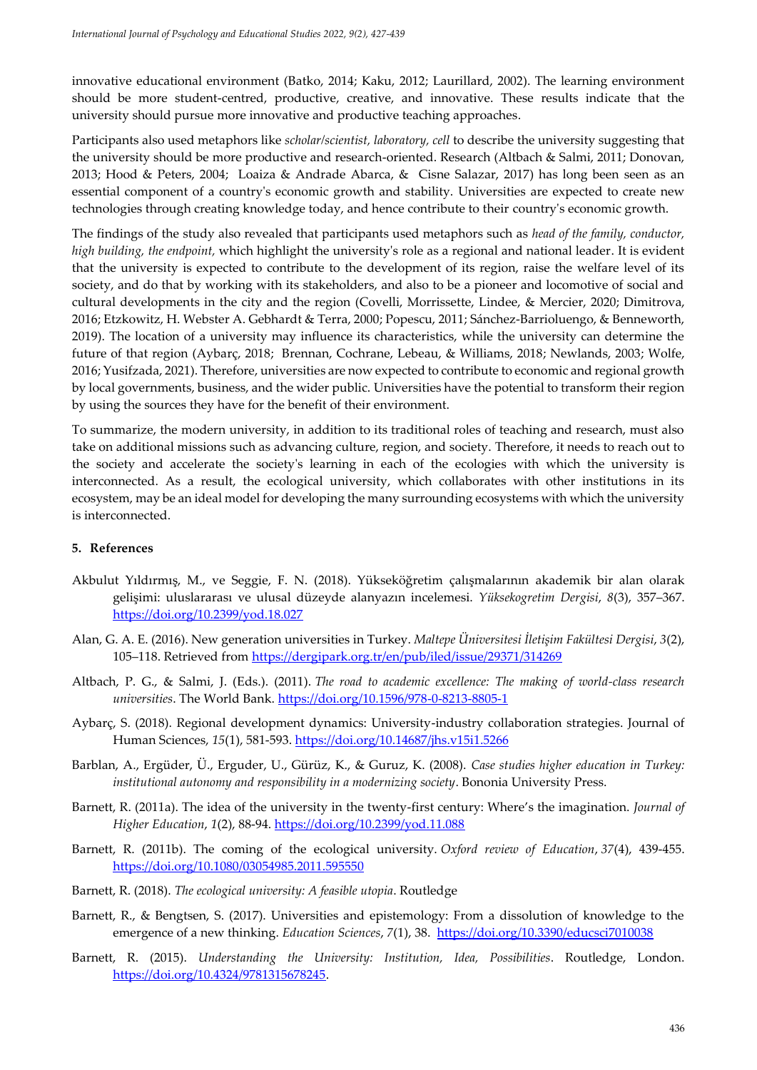innovative educational environment (Batko, 2014; Kaku, 2012; Laurillard, 2002). The learning environment should be more student-centred, productive, creative, and innovative. These results indicate that the university should pursue more innovative and productive teaching approaches.

Participants also used metaphors like *scholar/scientist, laboratory, cell* to describe the university suggesting that the university should be more productive and research-oriented. Research (Altbach & Salmi, 2011; Donovan, 2013; Hood & Peters, 2004; Loaiza & Andrade Abarca, & Cisne Salazar, 2017) has long been seen as an essential component of a country's economic growth and stability. Universities are expected to create new technologies through creating knowledge today, and hence contribute to their country's economic growth.

The findings of the study also revealed that participants used metaphors such as *head of the family, conductor, high building, the endpoint,* which highlight the university's role as a regional and national leader. It is evident that the university is expected to contribute to the development of its region, raise the welfare level of its society, and do that by working with its stakeholders, and also to be a pioneer and locomotive of social and cultural developments in the city and the region (Covelli, Morrissette, Lindee, & Mercier, 2020; Dimitrova, 2016; Etzkowitz, H. Webster A. Gebhardt & Terra, 2000; Popescu, 2011; Sánchez-Barrioluengo, & Benneworth, 2019). The location of a university may influence its characteristics, while the university can determine the future of that region (Aybarç, 2018; Brennan, Cochrane, Lebeau, & Williams, 2018; Newlands, 2003; Wolfe, 2016; Yusifzada, 2021). Therefore, universities are now expected to contribute to economic and regional growth by local governments, business, and the wider public. Universities have the potential to transform their region by using the sources they have for the benefit of their environment.

To summarize, the modern university, in addition to its traditional roles of teaching and research, must also take on additional missions such as advancing culture, region, and society. Therefore, it needs to reach out to the society and accelerate the society's learning in each of the ecologies with which the university is interconnected. As a result, the ecological university, which collaborates with other institutions in its ecosystem, may be an ideal model for developing the many surrounding ecosystems with which the university is interconnected.

## 5. References

Akbulut Yıldırmış, M., ve Seggie, F. N. (2018). Yükseköğretim çalışmalarının akademik bir alan olarak gelişimi: uluslararası ve ulusal düzeyde alanyazın incelemesi. *Yüksekogretim Dergisi*, *8*(3), 357–367. https://doi.org/10.2399/yod.18.027

Alan, G. A. E. (2016). New generation universities in Turkey. *Maltepe Üniversitesi İletişim Fakültesi Dergisi*, *3*(2), 105–118. Retrieved from https://dergipark.org.tr/en/pub/iled/issue/29371/314269

Altbach, P. G., & Salmi, J. (Eds.). (2011). *The road to academic excellence: The making of world-class research universities*. The World Bank. https://doi.org/10.1596/978-0-8213-8805-1

Aybarç, S. (2018). Regional development dynamics: University-industry collaboration strategies. Journal of Human Sciences, *15*(1), 581-593. https://doi.org/10.14687/jhs.v15i1.5266

Barblan, A., Ergüder, Ü., Erguder, U., Gürüz, K., & Guruz, K. (2008). *Case studies higher education in Turkey: institutional autonomy and responsibility in a modernizing society*. Bononia University Press.

Barnett, R. (2011a). The idea of the university in the twenty-first century: Where's the imagination. *Journal of Higher Education*, *1*(2), 88-94. https://doi.org/10.2399/yod.11.088

Barnett, R. (2011b). The coming of the ecological university. *Oxford review of Education*, *37*(4), 439-455. https://doi.org/10.1080/03054985.2011.595550

Barnett, R. (2018). *The ecological university: A feasible utopia*. Routledge

Barnett, R., & Bengtsen, S. (2017). Universities and epistemology: From a dissolution of knowledge to the emergence of a new thinking. *Education Sciences*, *7*(1), 38. https://doi.org/10.3390/educsci7010038

Barnett, R. (2015). *Understanding the University: Institution, Idea, Possibilities*. Routledge, London. https://doi.org/10.4324/9781315678245.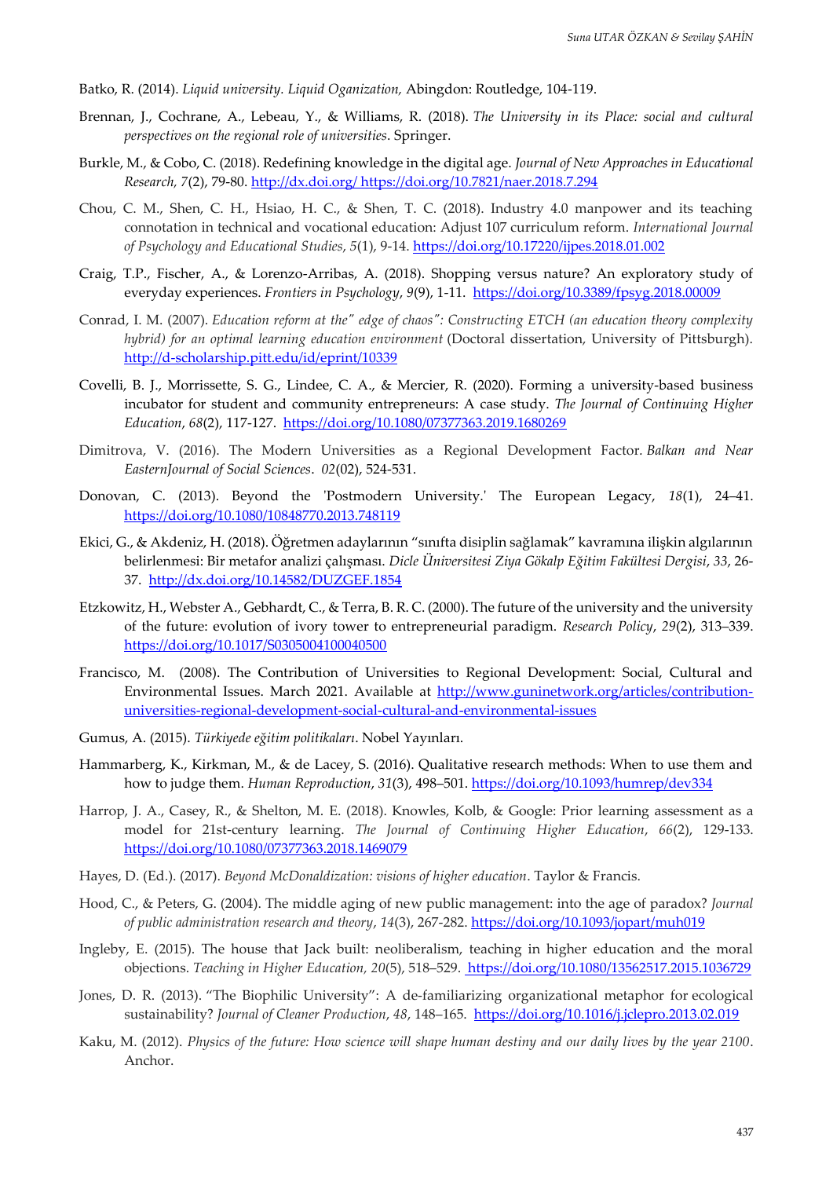Batko, R. (2014). *Liquid university. Liquid Oganization,* Abingdon: Routledge, 104-119.

Brennan, J., Cochrane, A., Lebeau, Y., & Williams, R. (2018). *The University in its Place: social and cultural perspectives on the regional role of universities*. Springer.

Burkle, M., & Cobo, C. (2018). Redefining knowledge in the digital age. *Journal of New Approaches in Educational Research, 7*(2), 79-80. http://dx.doi.org/ https://doi.org/10.7821/naer.2018.7.294

Chou, C. M., Shen, C. H., Hsiao, H. C., & Shen, T. C. (2018). Industry 4.0 manpower and its teaching connotation in technical and vocational education: Adjust 107 curriculum reform. *International Journal of Psychology and Educational Studies*, *5*(1), 9-14. https://doi.org/10.17220/ijpes.2018.01.002

Craig, T.P., Fischer, A., & Lorenzo-Arribas, A. (2018). Shopping versus nature? An exploratory study of everyday experiences. *Frontiers in Psychology*, *9*(9), 1-11. https://doi.org/10.3389/fpsyg.2018.00009

Conrad, I. M. (2007). *Education reform at the" edge of chaos": Constructing ETCH (an education theory complexity hybrid) for an optimal learning education environment* (Doctoral dissertation, University of Pittsburgh). http://d-scholarship.pitt.edu/id/eprint/10339

Covelli, B. J., Morrissette, S. G., Lindee, C. A., & Mercier, R. (2020). Forming a university-based business incubator for student and community entrepreneurs: A case study. *The Journal of Continuing Higher Education*, *68*(2), 117-127. https://doi.org/10.1080/07377363.2019.1680269

Dimitrova, V. (2016). The Modern Universities as a Regional Development Factor. *Balkan and Near EasternJournal of Social Sciences*. *02*(02), 524-531.

Donovan, C. (2013). Beyond the 'Postmodern University.' The European Legacy, *18*(1), 24–41. https://doi.org/10.1080/10848770.2013.748119

Ekici, G., & Akdeniz, H. (2018). Öğretmen adaylarının "sınıfta disiplin sağlamak" kavramına ilişkin algılarının belirlenmesi: Bir metafor analizi çalışması. *Dicle Üniversitesi Ziya Gökalp Eğitim Fakültesi Dergisi*, *33*, 26-37. http://dx.doi.org/10.14582/DUZGEF.1854

Etzkowitz, H., Webster A., Gebhardt, C., & Terra, B. R. C. (2000). The future of the university and the university of the future: evolution of ivory tower to entrepreneurial paradigm. *Research Policy*, *29*(2), 313–339. https://doi.org/10.1017/S0305004100040500

Francisco, M. (2008). The Contribution of Universities to Regional Development: Social, Cultural and Environmental Issues. March 2021. Available at http://www.guninetwork.org/articles/contribution-universities-regional-development-social-cultural-and-environmental-issues

Gumus, A. (2015). *Türkiyede eğitim politikaları*. Nobel Yayınları.

Hammarberg, K., Kirkman, M., & de Lacey, S. (2016). Qualitative research methods: When to use them and how to judge them. *Human Reproduction*, *31*(3), 498–501. https://doi.org/10.1093/humrep/dev334

Harrop, J. A., Casey, R., & Shelton, M. E. (2018). Knowles, Kolb, & Google: Prior learning assessment as a model for 21st-century learning. *The Journal of Continuing Higher Education*, *66*(2), 129-133. https://doi.org/10.1080/07377363.2018.1469079

Hayes, D. (Ed.). (2017). *Beyond McDonaldization: visions of higher education*. Taylor & Francis.

Hood, C., & Peters, G. (2004). The middle aging of new public management: into the age of paradox? *Journal of public administration research and theory*, *14*(3), 267-282. https://doi.org/10.1093/jopart/muh019

Ingleby, E. (2015). The house that Jack built: neoliberalism, teaching in higher education and the moral objections. *Teaching in Higher Education, 20*(5), 518–529. https://doi.org/10.1080/13562517.2015.1036729

Jones, D. R. (2013). "The Biophilic University": A de-familiarizing organizational metaphor for ecological sustainability? *Journal of Cleaner Production*, *48*, 148–165. https://doi.org/10.1016/j.jclepro.2013.02.019

Kaku, M. (2012). *Physics of the future: How science will shape human destiny and our daily lives by the year 2100*. Anchor.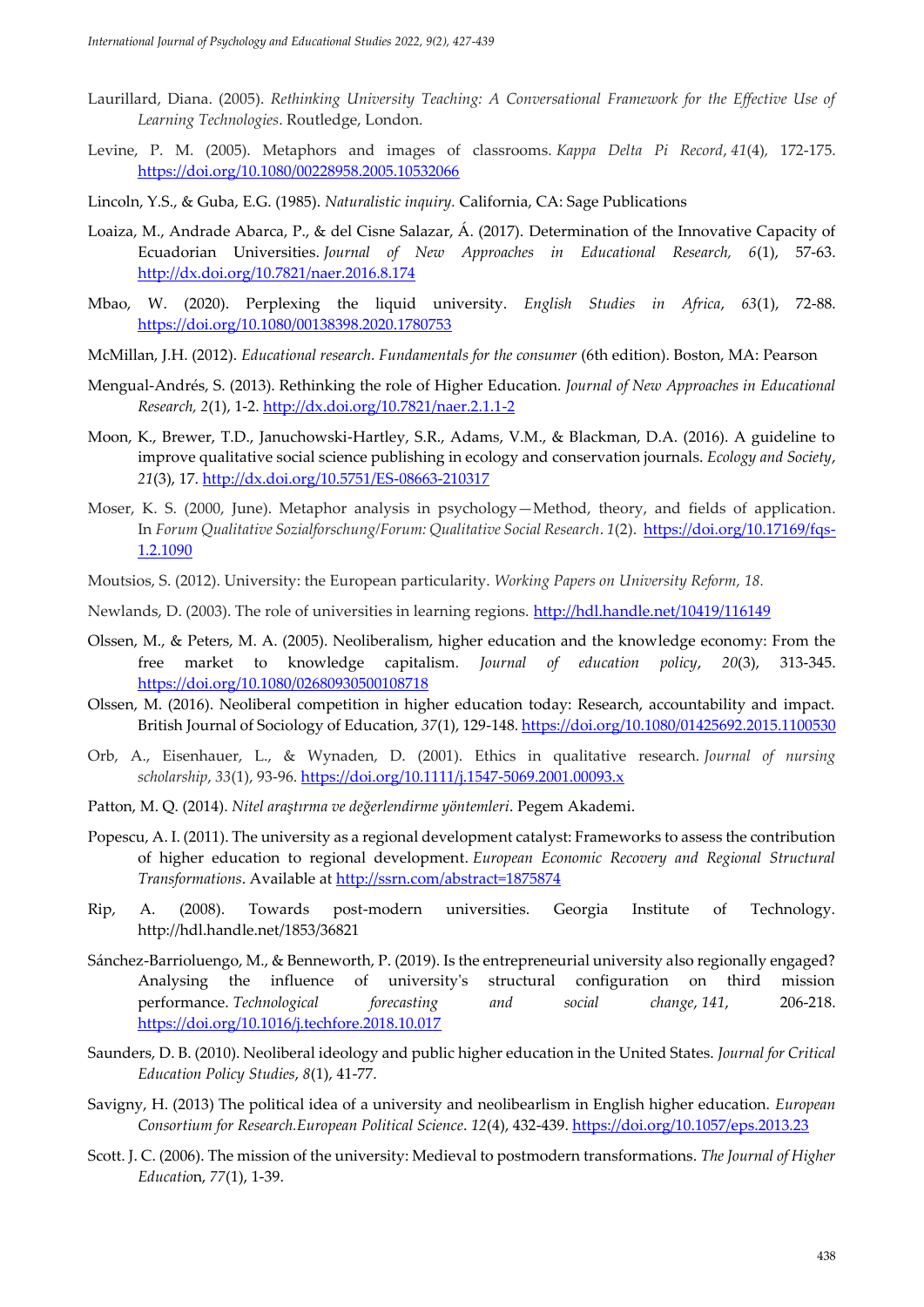Laurillard, Diana. (2005). *Rethinking University Teaching: A Conversational Framework for the Effective Use of Learning Technologies*. Routledge, London.

Levine, P. M. (2005). Metaphors and images of classrooms. *Kappa Delta Pi Record*, *41*(4), 172-175. https://doi.org/10.1080/00228958.2005.10532066

Lincoln, Y.S., & Guba, E.G. (1985). *Naturalistic inquiry.* California, CA: Sage Publications

Loaiza, M., Andrade Abarca, P., & del Cisne Salazar, Á. (2017). Determination of the Innovative Capacity of Ecuadorian Universities. *Journal of New Approaches in Educational Research, 6*(1), 57-63. http://dx.doi.org/10.7821/naer.2016.8.174

Mbao, W. (2020). Perplexing the liquid university. *English Studies in Africa*, *63*(1), 72-88. https://doi.org/10.1080/00138398.2020.1780753

McMillan, J.H. (2012). *Educational research. Fundamentals for the consumer* (6th edition). Boston, MA: Pearson

Mengual-Andrés, S. (2013). Rethinking the role of Higher Education. *Journal of New Approaches in Educational Research, 2*(1), 1-2. http://dx.doi.org/10.7821/naer.2.1.1-2

Moon, K., Brewer, T.D., Januchowski-Hartley, S.R., Adams, V.M., & Blackman, D.A. (2016). A guideline to improve qualitative social science publishing in ecology and conservation journals. *Ecology and Society*, *21*(3), 17. http://dx.doi.org/10.5751/ES-08663-210317

Moser, K. S. (2000, June). Metaphor analysis in psychology—Method, theory, and fields of application. In *Forum Qualitative Sozialforschung/Forum: Qualitative Social Research*. *1*(2). https://doi.org/10.17169/fqs-1.2.1090

Moutsios, S. (2012). University: the European particularity. *Working Papers on University Reform, 18.*

Newlands, D. (2003). The role of universities in learning regions. http://hdl.handle.net/10419/116149

Olssen, M., & Peters, M. A. (2005). Neoliberalism, higher education and the knowledge economy: From the free market to knowledge capitalism. *Journal of education policy*, *20*(3), 313-345. https://doi.org/10.1080/02680930500108718

Olssen, M. (2016). Neoliberal competition in higher education today: Research, accountability and impact. British Journal of Sociology of Education, *37*(1), 129-148. https://doi.org/10.1080/01425692.2015.1100530

Orb, A., Eisenhauer, L., & Wynaden, D. (2001). Ethics in qualitative research. *Journal of nursing scholarship*, *33*(1), 93-96. https://doi.org/10.1111/j.1547-5069.2001.00093.x

Patton, M. Q. (2014). *Nitel araştırma ve değerlendirme yöntemleri*. Pegem Akademi.

Popescu, A. I. (2011). The university as a regional development catalyst: Frameworks to assess the contribution of higher education to regional development. *European Economic Recovery and Regional Structural Transformations*. Available at http://ssrn.com/abstract=1875874

Rip, A. (2008). Towards post-modern universities. Georgia Institute of Technology. http://hdl.handle.net/1853/36821

Sánchez-Barrioluengo, M., & Benneworth, P. (2019). Is the entrepreneurial university also regionally engaged? Analysing the influence of university's structural configuration on third mission performance. *Technological forecasting and social change*, *141*, 206-218. https://doi.org/10.1016/j.techfore.2018.10.017

Saunders, D. B. (2010). Neoliberal ideology and public higher education in the United States. *Journal for Critical Education Policy Studies*, *8*(1), 41-77.

Savigny, H. (2013) The political idea of a university and neolibearlism in English higher education. *European Consortium for Research.European Political Science*. *12*(4), 432-439. https://doi.org/10.1057/eps.2013.23

Scott. J. C. (2006). The mission of the university: Medieval to postmodern transformations. *The Journal of Higher Education*, *77*(1), 1-39.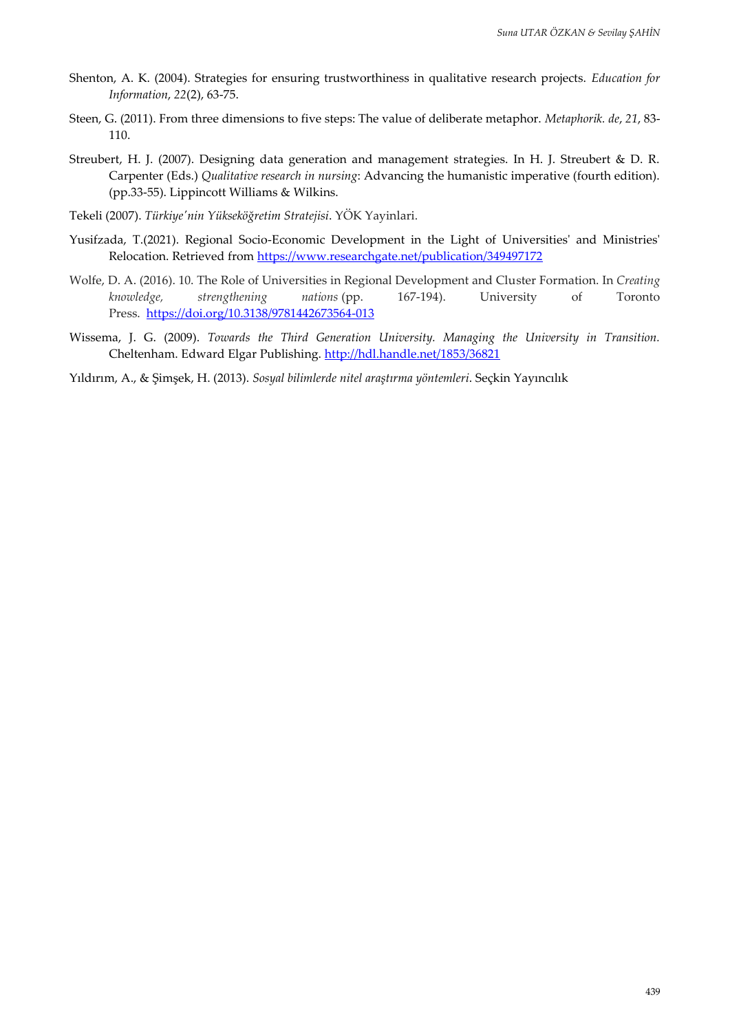Shenton, A. K. (2004). Strategies for ensuring trustworthiness in qualitative research projects. *Education for Information*, *22*(2), 63-75.

Steen, G. (2011). From three dimensions to five steps: The value of deliberate metaphor. *Metaphorik. de*, *21*, 83-110.

Streubert, H. J. (2007). Designing data generation and management strategies. In H. J. Streubert & D. R. Carpenter (Eds.) *Qualitative research in nursing*: Advancing the humanistic imperative (fourth edition). (pp.33-55). Lippincott Williams & Wilkins.

Tekeli (2007). *Türkiye'nin Yükseköğretim Stratejisi*. YÖK Yayinlari.

Yusifzada, T.(2021). Regional Socio-Economic Development in the Light of Universities' and Ministries' Relocation. Retrieved from https://www.researchgate.net/publication/349497172

Wolfe, D. A. (2016). 10. The Role of Universities in Regional Development and Cluster Formation. In *Creating knowledge, strengthening nations* (pp. 167-194). University of Toronto Press. https://doi.org/10.3138/9781442673564-013

Wissema, J. G. (2009). *Towards the Third Generation University. Managing the University in Transition.* Cheltenham. Edward Elgar Publishing. http://hdl.handle.net/1853/36821

Yıldırım, A., & Şimşek, H. (2013). *Sosyal bilimlerde nitel araştırma yöntemleri*. Seçkin Yayıncılık